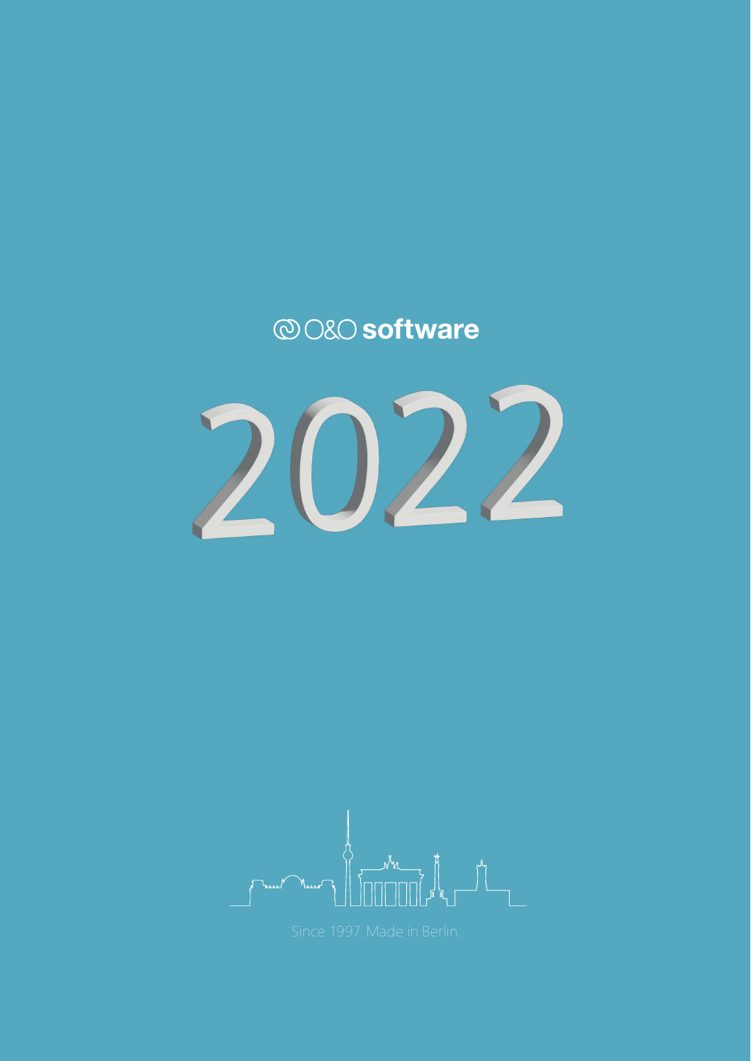O&O software

# 2022

Since 1997. Made in Berlin.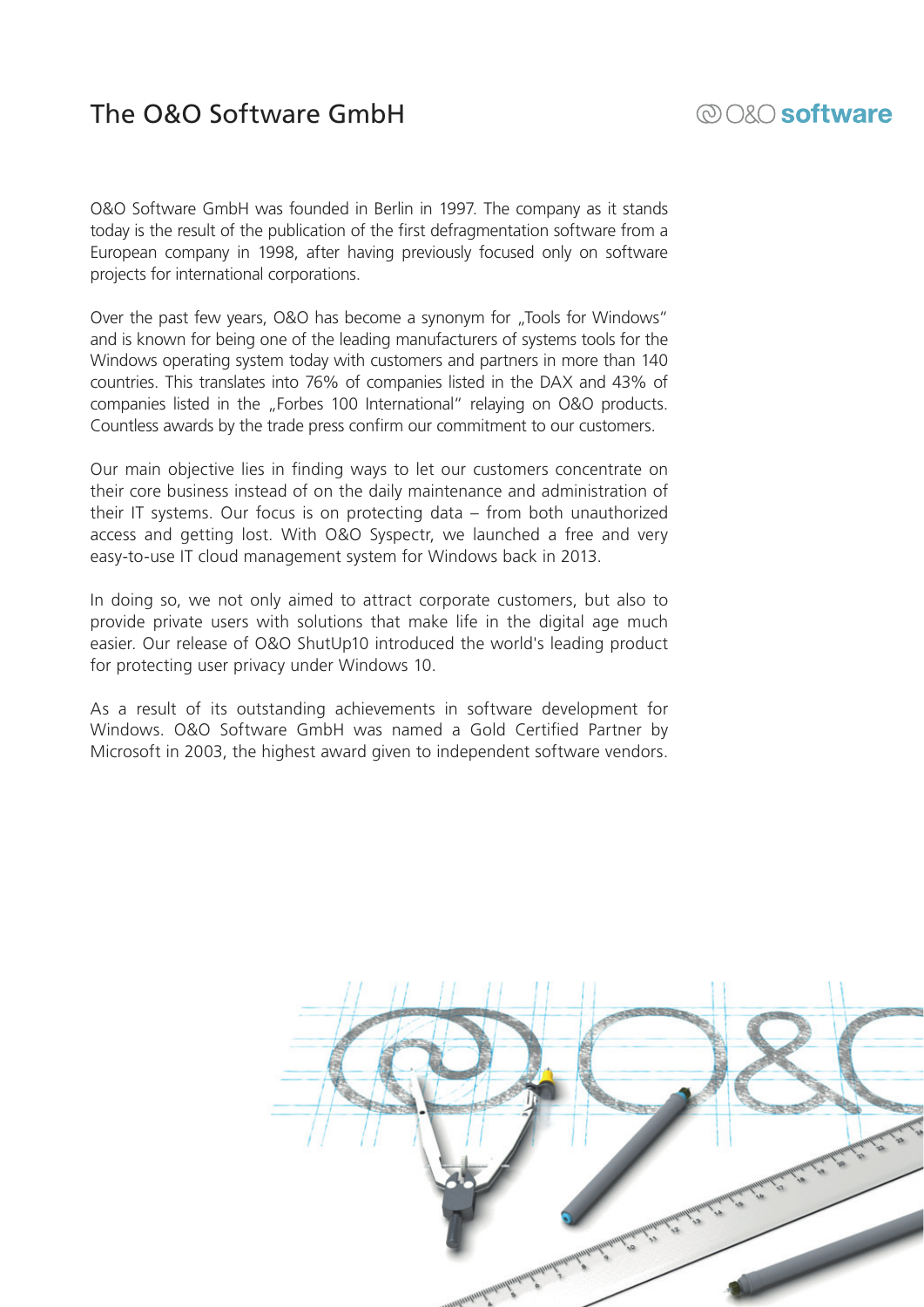# The O&O Software GmbH

O&O Software GmbH was founded in Berlin in 1997. The company as it stands today is the result of the publication of the first defragmentation software from a European company in 1998, after having previously focused only on software projects for international corporations.

Over the past few years, O&O has become a synonym for „Tools for Windows" and is known for being one of the leading manufacturers of systems tools for the Windows operating system today with customers and partners in more than 140 countries. This translates into 76% of companies listed in the DAX and 43% of companies listed in the „Forbes 100 International" relaying on O&O products. Countless awards by the trade press confirm our commitment to our customers.

Our main objective lies in finding ways to let our customers concentrate on their core business instead of on the daily maintenance and administration of their IT systems. Our focus is on protecting data – from both unauthorized access and getting lost. With O&O Syspectr, we launched a free and very easy-to-use IT cloud management system for Windows back in 2013.

In doing so, we not only aimed to attract corporate customers, but also to provide private users with solutions that make life in the digital age much easier. Our release of O&O ShutUp10 introduced the world's leading product for protecting user privacy under Windows 10.

As a result of its outstanding achievements in software development for Windows. O&O Software GmbH was named a Gold Certified Partner by Microsoft in 2003, the highest award given to independent software vendors.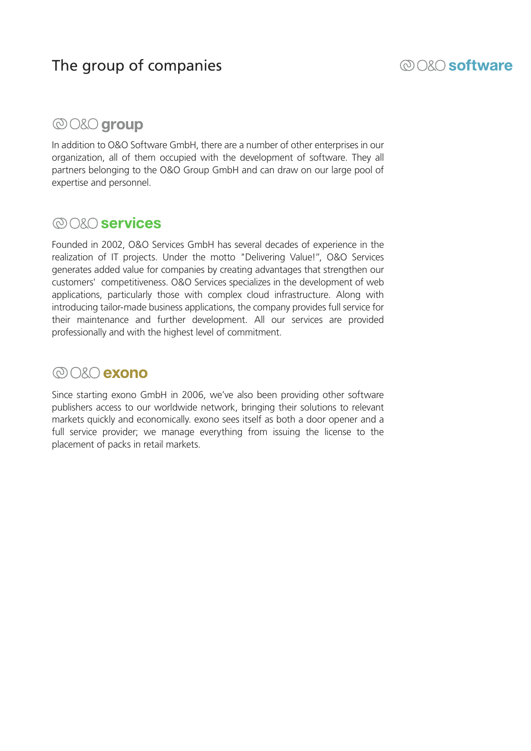# The group of companies

## O&O group

In addition to O&O Software GmbH, there are a number of other enterprises in our organization, all of them occupied with the development of software. They all partners belonging to the O&O Group GmbH and can draw on our large pool of expertise and personnel.

## O&O services

Founded in 2002, O&O Services GmbH has several decades of experience in the realization of IT projects. Under the motto "Delivering Value!", O&O Services generates added value for companies by creating advantages that strengthen our customers' competitiveness. O&O Services specializes in the development of web applications, particularly those with complex cloud infrastructure. Along with introducing tailor-made business applications, the company provides full service for their maintenance and further development. All our services are provided professionally and with the highest level of commitment.

## O&O exono

Since starting exono GmbH in 2006, we've also been providing other software publishers access to our worldwide network, bringing their solutions to relevant markets quickly and economically. exono sees itself as both a door opener and a full service provider; we manage everything from issuing the license to the placement of packs in retail markets.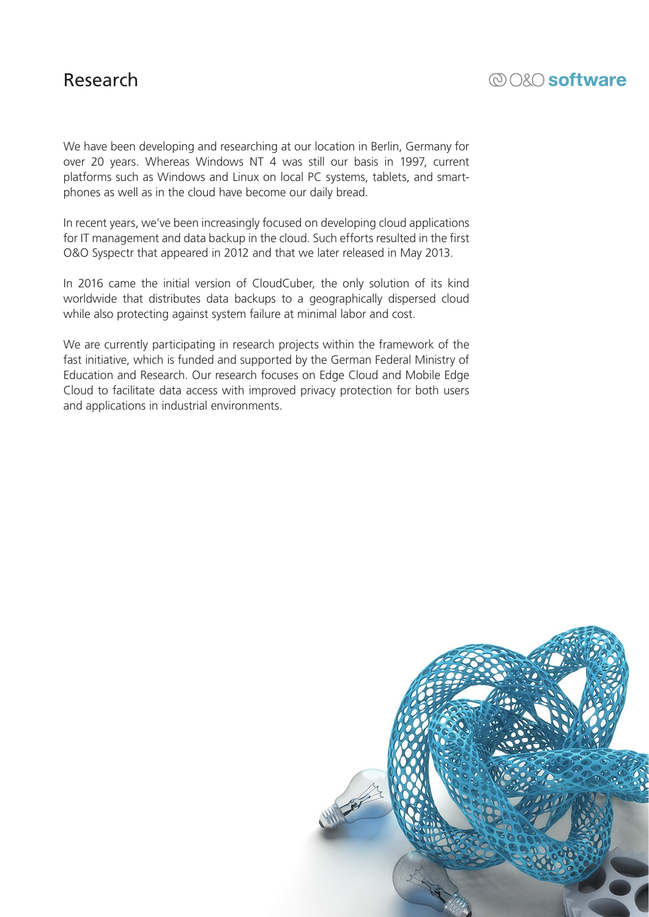# Research

We have been developing and researching at our location in Berlin, Germany for over 20 years. Whereas Windows NT 4 was still our basis in 1997, current platforms such as Windows and Linux on local PC systems, tablets, and smartphones as well as in the cloud have become our daily bread.

In recent years, we've been increasingly focused on developing cloud applications for IT management and data backup in the cloud. Such efforts resulted in the first O&O Syspectr that appeared in 2012 and that we later released in May 2013.

In 2016 came the initial version of CloudCuber, the only solution of its kind worldwide that distributes data backups to a geographically dispersed cloud while also protecting against system failure at minimal labor and cost.

We are currently participating in research projects within the framework of the fast initiative, which is funded and supported by the German Federal Ministry of Education and Research. Our research focuses on Edge Cloud and Mobile Edge Cloud to facilitate data access with improved privacy protection for both users and applications in industrial environments.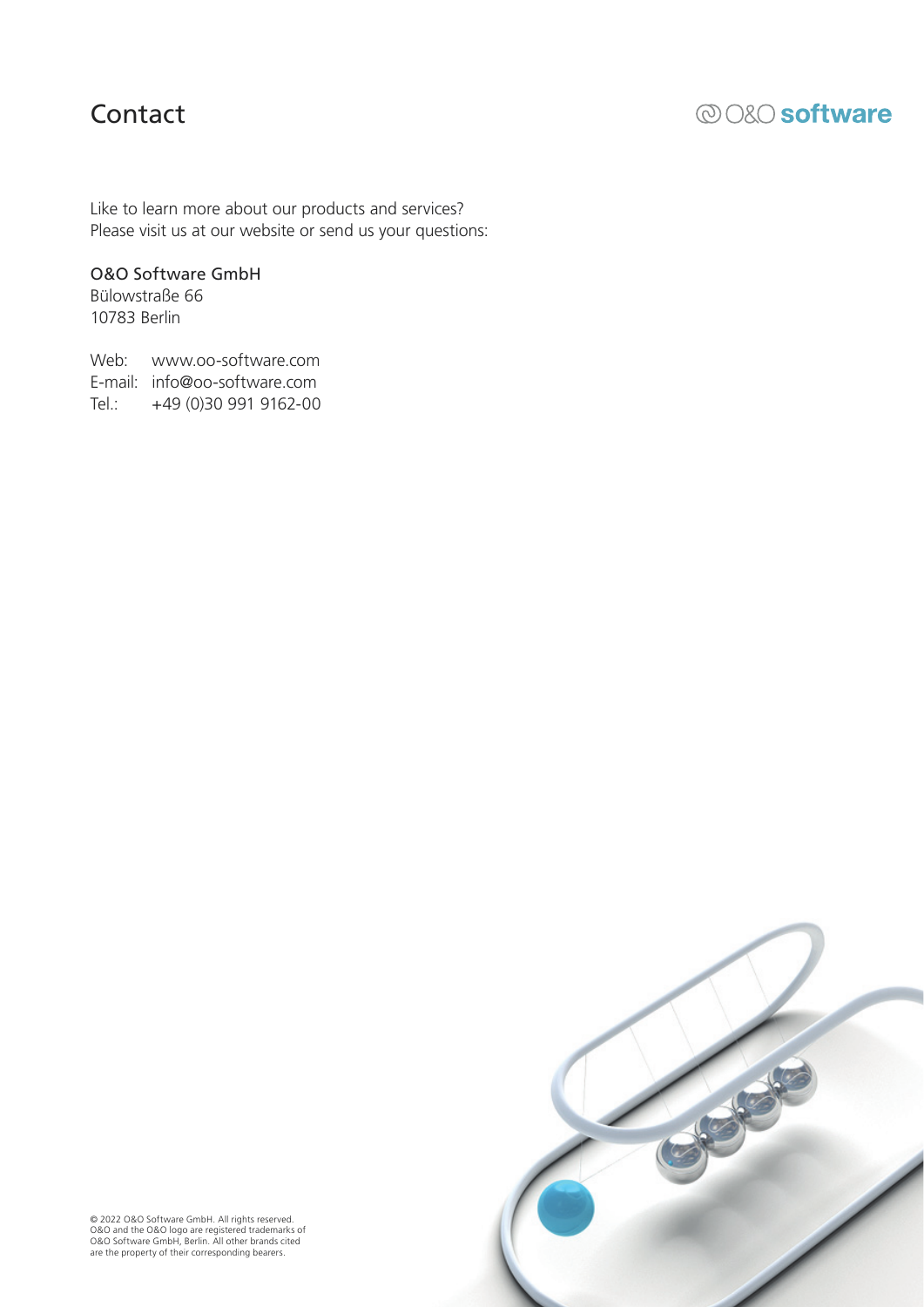# Contact

Like to learn more about our products and services?
Please visit us at our website or send us your questions:

O&O Software GmbH
Bülowstraße 66
10783 Berlin

Web: www.oo-software.com
E-mail: info@oo-software.com
Tel.: +49 (0)30 991 9162-00

© 2022 O&O Software GmbH. All rights reserved.
O&O and the O&O logo are registered trademarks of
O&O Software GmbH, Berlin. All other brands cited
are the property of their corresponding bearers.